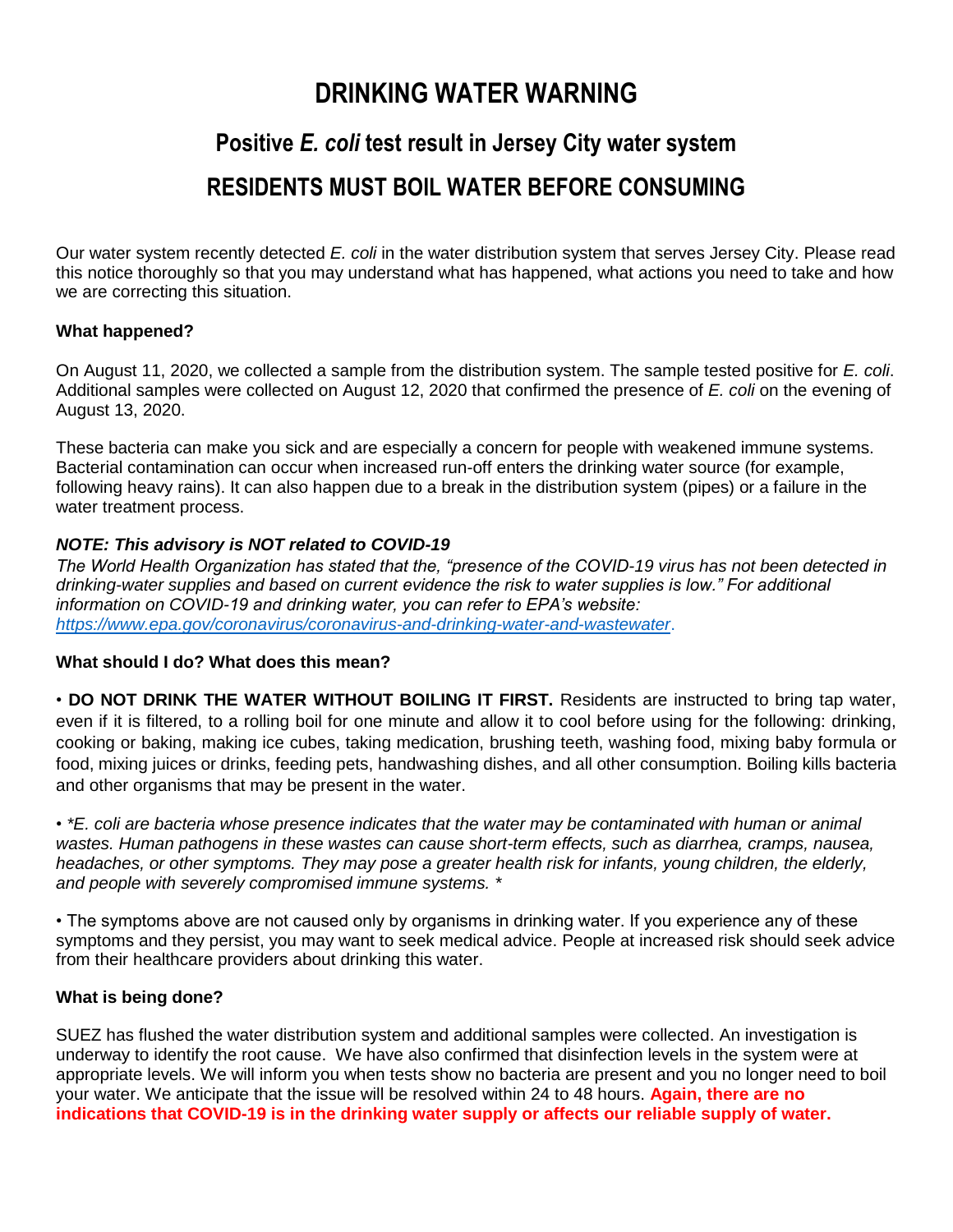# DRINKING WATER WARNING

## Positive *E. coli* test result in Jersey City water system

## RESIDENTS MUST BOIL WATER BEFORE CONSUMING

Our water system recently detected *E. coli* in the water distribution system that serves Jersey City. Please read this notice thoroughly so that you may understand what has happened, what actions you need to take and how we are correcting this situation.

**What happened?**

On August 11, 2020, we collected a sample from the distribution system. The sample tested positive for *E. coli*. Additional samples were collected on August 12, 2020 that confirmed the presence of *E. coli* on the evening of August 13, 2020.

These bacteria can make you sick and are especially a concern for people with weakened immune systems. Bacterial contamination can occur when increased run-off enters the drinking water source (for example, following heavy rains). It can also happen due to a break in the distribution system (pipes) or a failure in the water treatment process.

***NOTE: This advisory is NOT related to COVID-19***

*The World Health Organization has stated that the, "presence of the COVID-19 virus has not been detected in drinking-water supplies and based on current evidence the risk to water supplies is low." For additional information on COVID-19 and drinking water, you can refer to EPA's website: [https://www.epa.gov/coronavirus/coronavirus-and-drinking-water-and-wastewater](https://www.epa.gov/coronavirus/coronavirus-and-drinking-water-and-wastewater).*

**What should I do? What does this mean?**

- **DO NOT DRINK THE WATER WITHOUT BOILING IT FIRST.** Residents are instructed to bring tap water, even if it is filtered, to a rolling boil for one minute and allow it to cool before using for the following: drinking, cooking or baking, making ice cubes, taking medication, brushing teeth, washing food, mixing baby formula or food, mixing juices or drinks, feeding pets, handwashing dishes, and all other consumption. Boiling kills bacteria and other organisms that may be present in the water.

- *\*E. coli are bacteria whose presence indicates that the water may be contaminated with human or animal wastes. Human pathogens in these wastes can cause short-term effects, such as diarrhea, cramps, nausea, headaches, or other symptoms. They may pose a greater health risk for infants, young children, the elderly, and people with severely compromised immune systems. \**

- The symptoms above are not caused only by organisms in drinking water. If you experience any of these symptoms and they persist, you may want to seek medical advice. People at increased risk should seek advice from their healthcare providers about drinking this water.

**What is being done?**

SUEZ has flushed the water distribution system and additional samples were collected. An investigation is underway to identify the root cause. We have also confirmed that disinfection levels in the system were at appropriate levels. We will inform you when tests show no bacteria are present and you no longer need to boil your water. We anticipate that the issue will be resolved within 24 to 48 hours. **Again, there are no indications that COVID-19 is in the drinking water supply or affects our reliable supply of water.**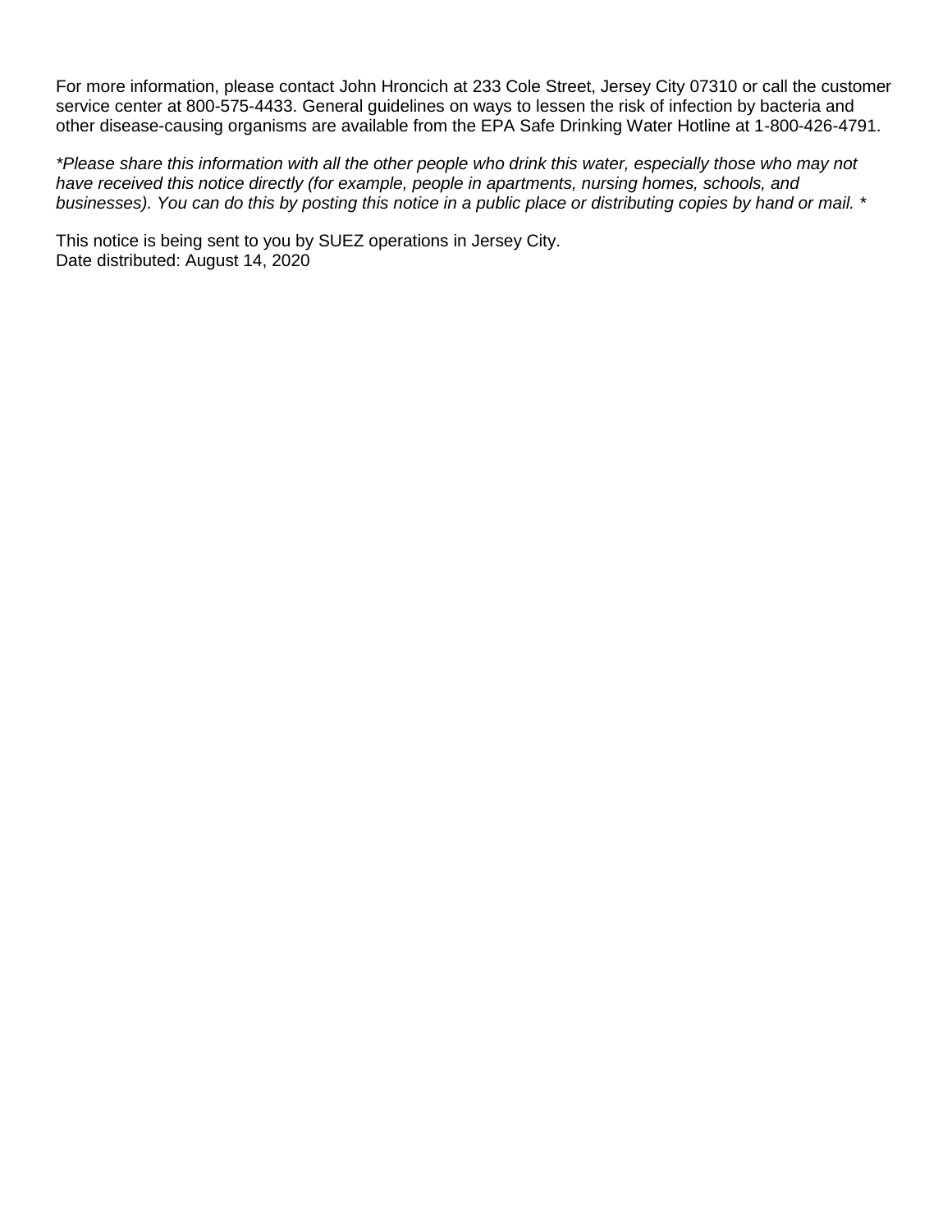For more information, please contact John Hroncich at 233 Cole Street, Jersey City 07310 or call the customer service center at 800-575-4433. General guidelines on ways to lessen the risk of infection by bacteria and other disease-causing organisms are available from the EPA Safe Drinking Water Hotline at 1-800-426-4791.

*\*Please share this information with all the other people who drink this water, especially those who may not have received this notice directly (for example, people in apartments, nursing homes, schools, and businesses). You can do this by posting this notice in a public place or distributing copies by hand or mail. \**

This notice is being sent to you by SUEZ operations in Jersey City.
Date distributed: August 14, 2020